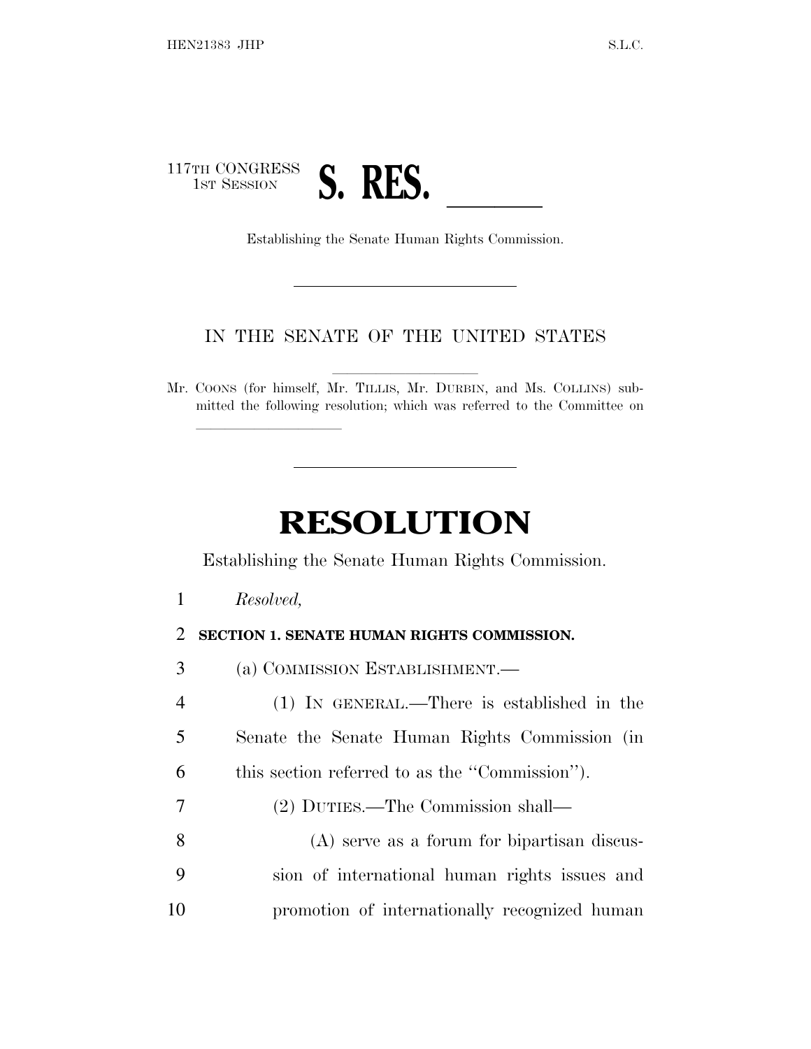117TH CONGRESS
1ST SESSION

# S. RES. ______

Establishing the Senate Human Rights Commission.

IN THE SENATE OF THE UNITED STATES

Mr. COONS (for himself, Mr. TILLIS, Mr. DURBIN, and Ms. COLLINS) submitted the following resolution; which was referred to the Committee on ______________

# RESOLUTION

Establishing the Senate Human Rights Commission.

1 *Resolved,*

2 **SECTION 1. SENATE HUMAN RIGHTS COMMISSION.**

3 (a) COMMISSION ESTABLISHMENT.—

4 (1) IN GENERAL.—There is established in the
5 Senate the Senate Human Rights Commission (in
6 this section referred to as the "Commission").

7 (2) DUTIES.—The Commission shall—

8 (A) serve as a forum for bipartisan discus-
9 sion of international human rights issues and
10 promotion of internationally recognized human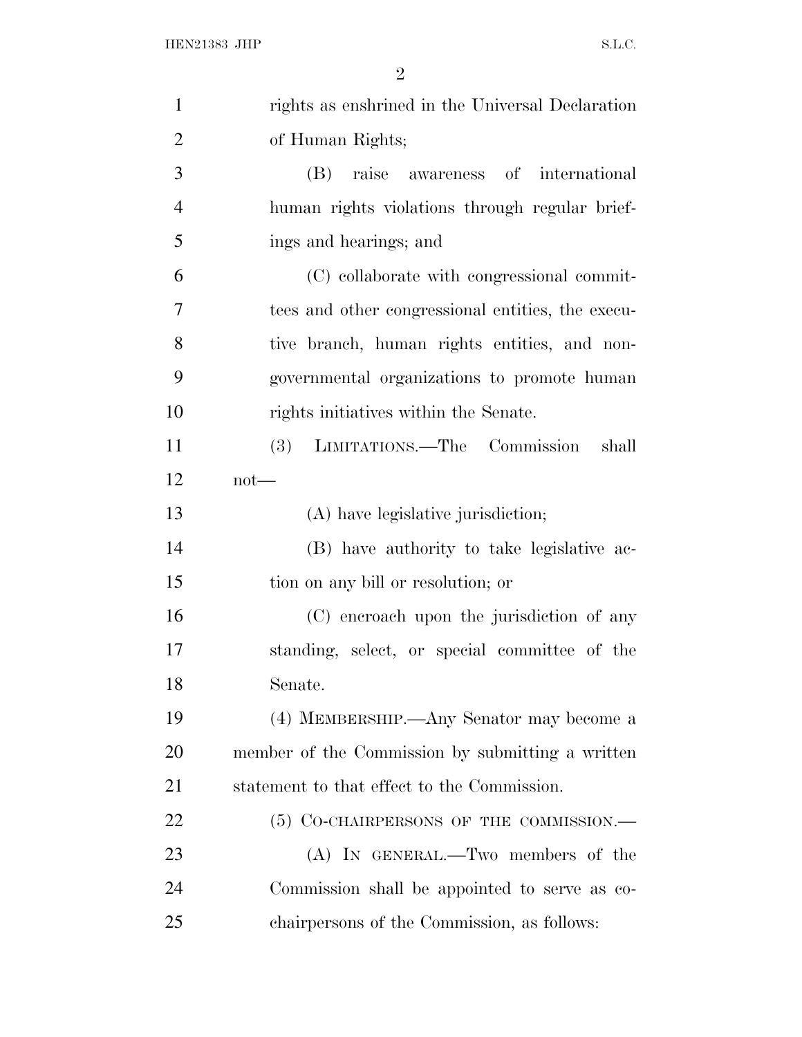rights as enshrined in the Universal Declaration of Human Rights;

(B) raise awareness of international human rights violations through regular briefings and hearings; and

(C) collaborate with congressional committees and other congressional entities, the executive branch, human rights entities, and nongovernmental organizations to promote human rights initiatives within the Senate.

(3) LIMITATIONS.—The Commission shall not—

(A) have legislative jurisdiction;

(B) have authority to take legislative action on any bill or resolution; or

(C) encroach upon the jurisdiction of any standing, select, or special committee of the Senate.

(4) MEMBERSHIP.—Any Senator may become a member of the Commission by submitting a written statement to that effect to the Commission.

(5) CO-CHAIRPERSONS OF THE COMMISSION.—

(A) IN GENERAL.—Two members of the Commission shall be appointed to serve as co-chairpersons of the Commission, as follows: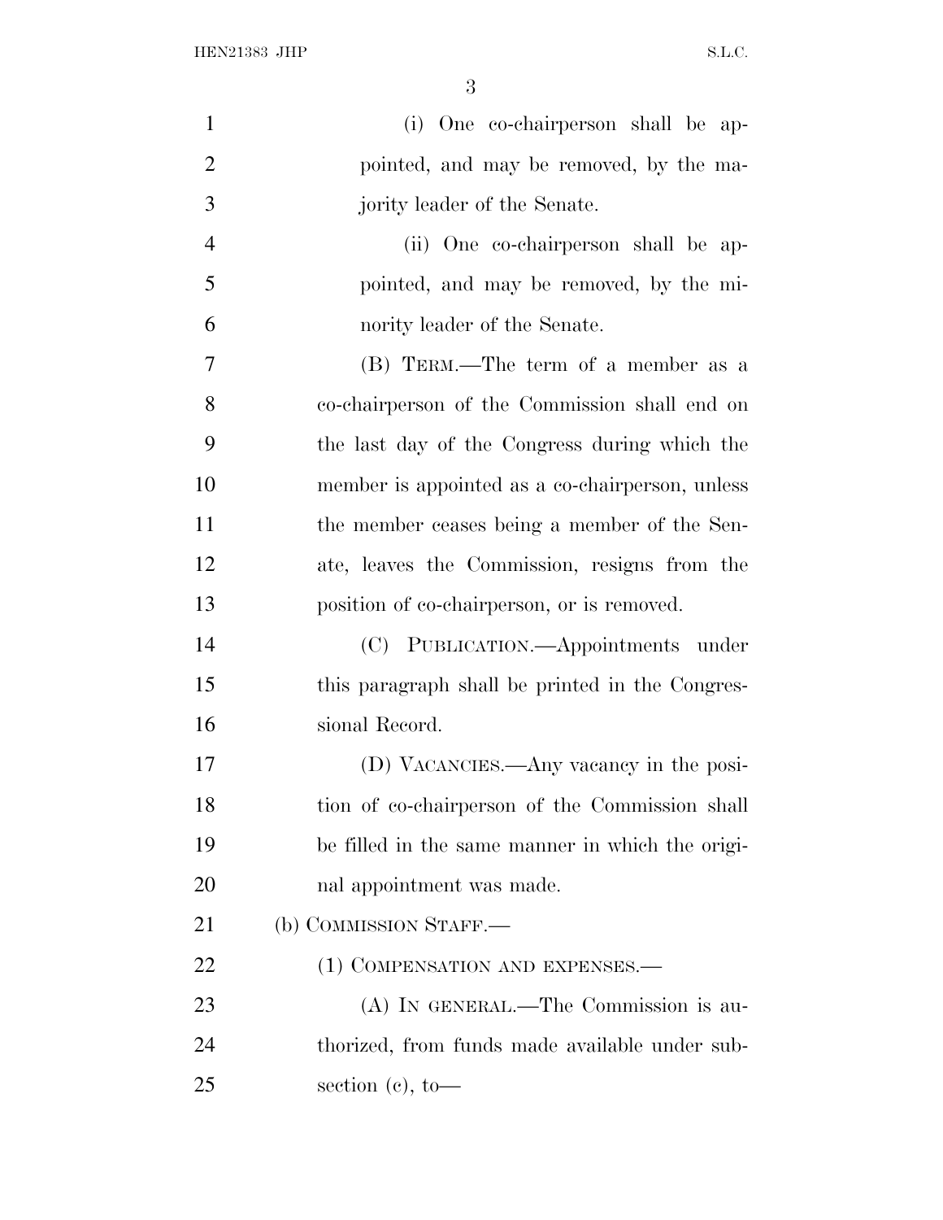(i) One co-chairperson shall be appointed, and may be removed, by the majority leader of the Senate.

(ii) One co-chairperson shall be appointed, and may be removed, by the minority leader of the Senate.

(B) TERM.—The term of a member as a co-chairperson of the Commission shall end on the last day of the Congress during which the member is appointed as a co-chairperson, unless the member ceases being a member of the Senate, leaves the Commission, resigns from the position of co-chairperson, or is removed.

(C) PUBLICATION.—Appointments under this paragraph shall be printed in the Congressional Record.

(D) VACANCIES.—Any vacancy in the position of co-chairperson of the Commission shall be filled in the same manner in which the original appointment was made.

(b) COMMISSION STAFF.—

(1) COMPENSATION AND EXPENSES.—

(A) IN GENERAL.—The Commission is authorized, from funds made available under subsection (c), to—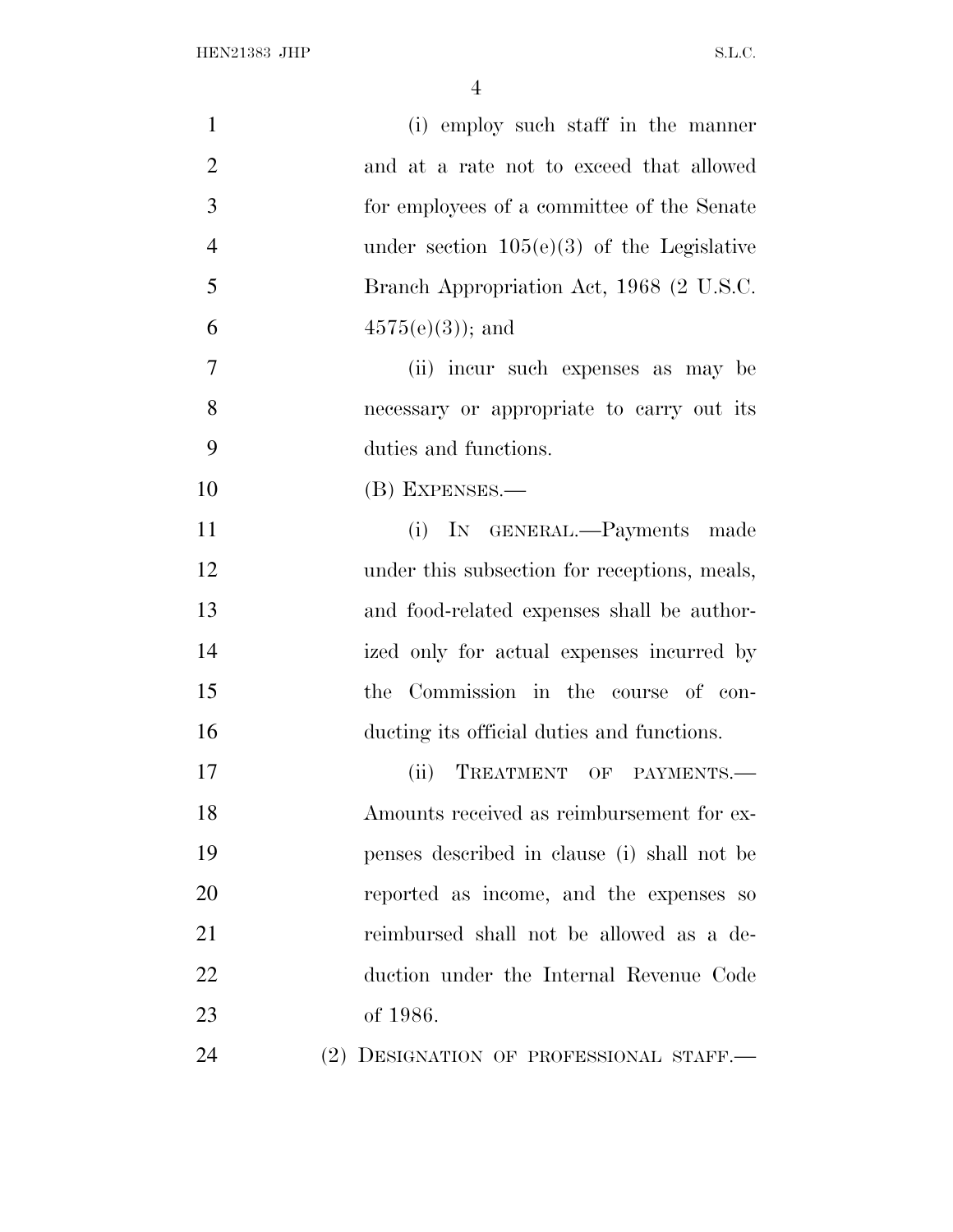(i) employ such staff in the manner and at a rate not to exceed that allowed for employees of a committee of the Senate under section 105(e)(3) of the Legislative Branch Appropriation Act, 1968 (2 U.S.C. 4575(e)(3)); and

(ii) incur such expenses as may be necessary or appropriate to carry out its duties and functions.

(B) EXPENSES.—

(i) IN GENERAL.—Payments made under this subsection for receptions, meals, and food-related expenses shall be authorized only for actual expenses incurred by the Commission in the course of conducting its official duties and functions.

(ii) TREATMENT OF PAYMENTS.—Amounts received as reimbursement for expenses described in clause (i) shall not be reported as income, and the expenses so reimbursed shall not be allowed as a deduction under the Internal Revenue Code of 1986.

(2) DESIGNATION OF PROFESSIONAL STAFF.—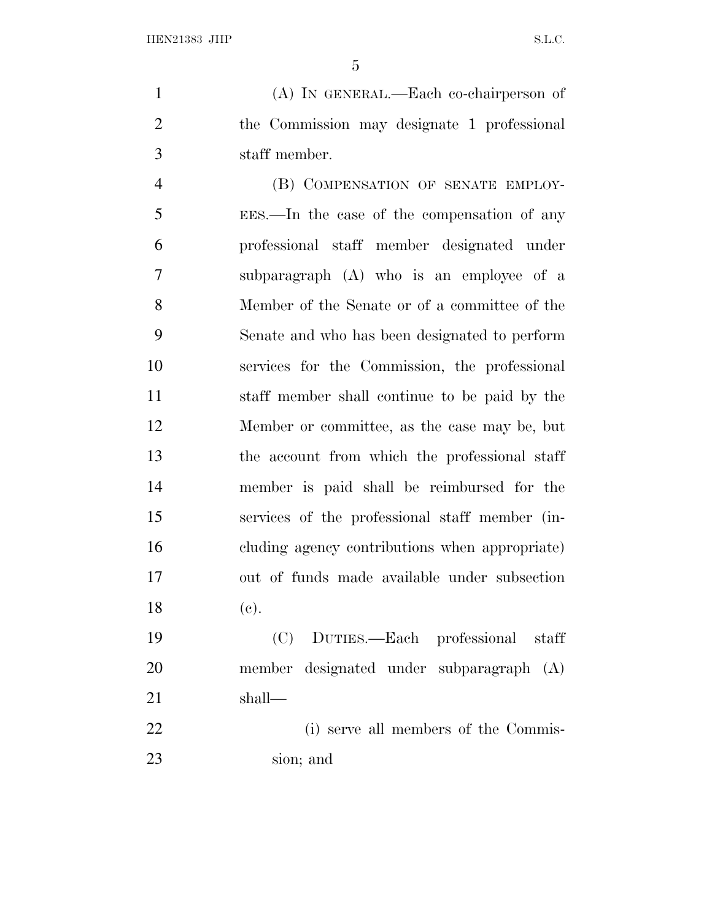(A) IN GENERAL.—Each co-chairperson of the Commission may designate 1 professional staff member.

(B) COMPENSATION OF SENATE EMPLOYEES.—In the case of the compensation of any professional staff member designated under subparagraph (A) who is an employee of a Member of the Senate or of a committee of the Senate and who has been designated to perform services for the Commission, the professional staff member shall continue to be paid by the Member or committee, as the case may be, but the account from which the professional staff member is paid shall be reimbursed for the services of the professional staff member (including agency contributions when appropriate) out of funds made available under subsection (c).

(C) DUTIES.—Each professional staff member designated under subparagraph (A) shall—

(i) serve all members of the Commission; and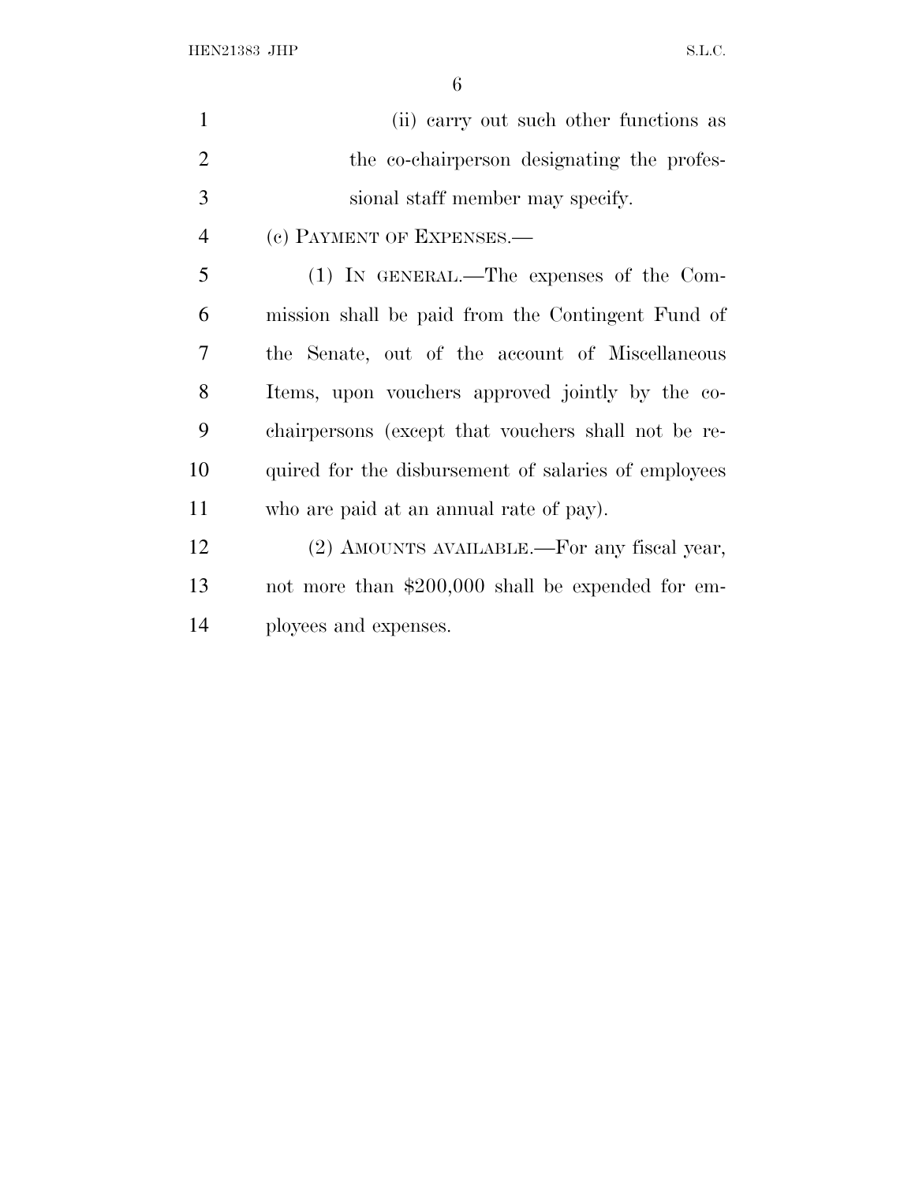(ii) carry out such other functions as the co-chairperson designating the professional staff member may specify.

(c) PAYMENT OF EXPENSES.—

(1) IN GENERAL.—The expenses of the Commission shall be paid from the Contingent Fund of the Senate, out of the account of Miscellaneous Items, upon vouchers approved jointly by the co-chairpersons (except that vouchers shall not be required for the disbursement of salaries of employees who are paid at an annual rate of pay).

(2) AMOUNTS AVAILABLE.—For any fiscal year, not more than $200,000 shall be expended for employees and expenses.